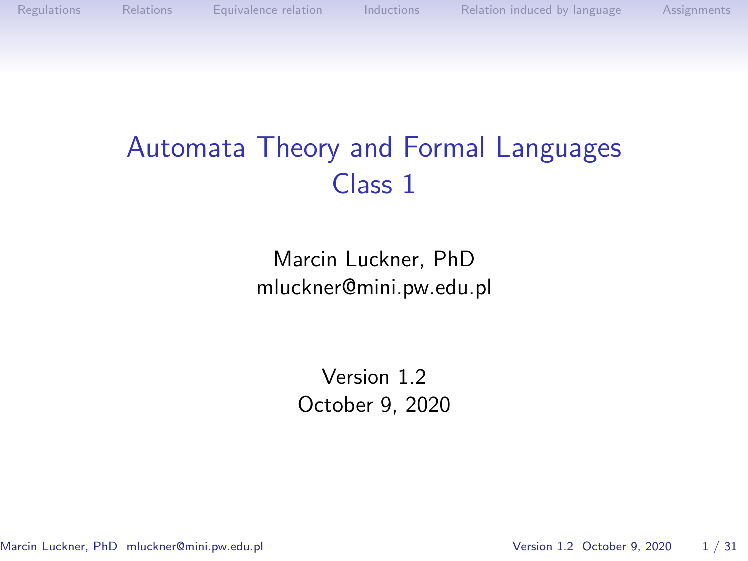# Automata Theory and Formal Languages
## Class 1

Marcin Luckner, PhD
mluckner@mini.pw.edu.pl

Version 1.2
October 9, 2020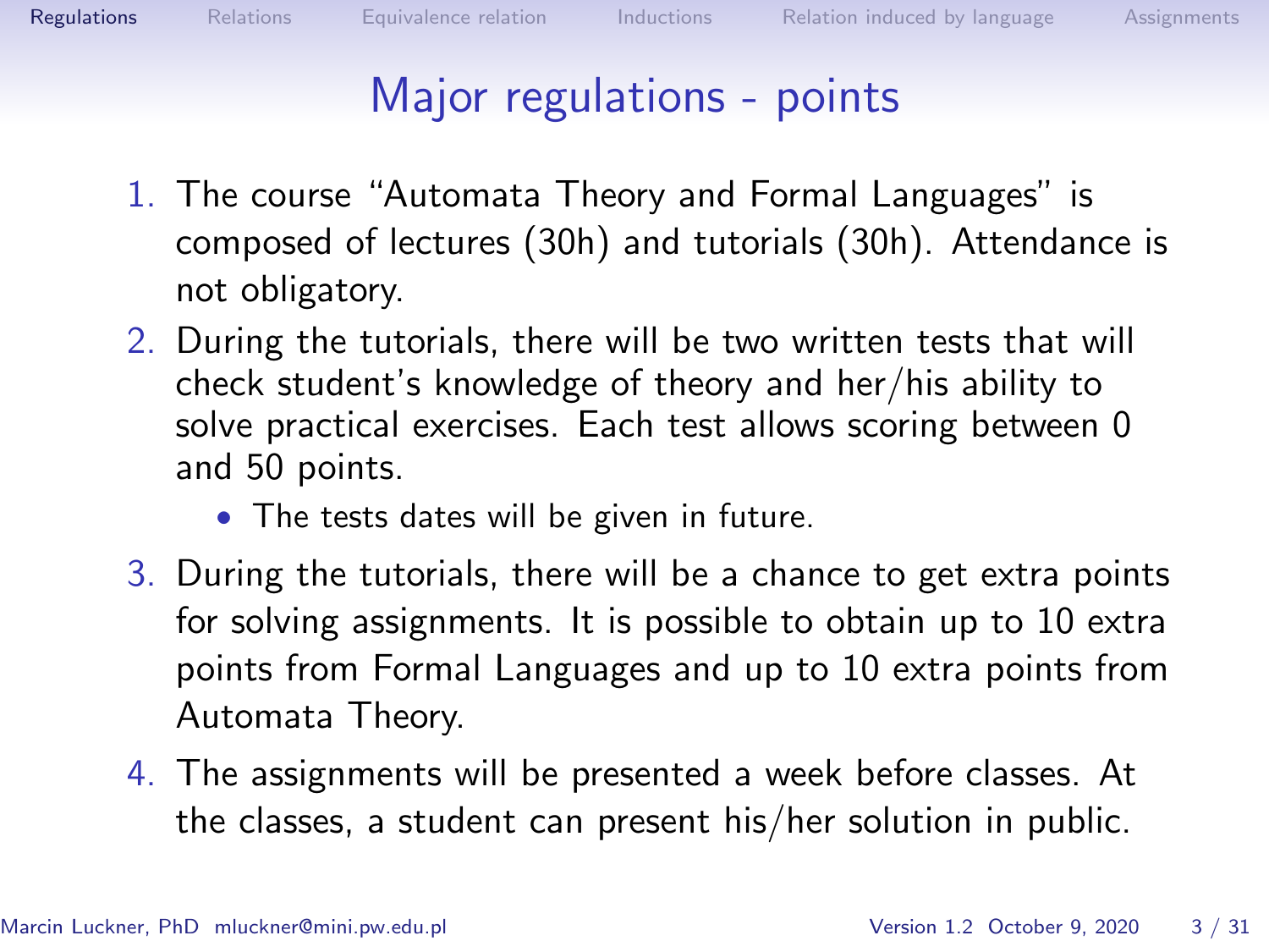# Major regulations - points

1. The course “Automata Theory and Formal Languages” is composed of lectures (30h) and tutorials (30h). Attendance is not obligatory.
2. During the tutorials, there will be two written tests that will check student’s knowledge of theory and her/his ability to solve practical exercises. Each test allows scoring between 0 and 50 points.
   - The tests dates will be given in future.
3. During the tutorials, there will be a chance to get extra points for solving assignments. It is possible to obtain up to 10 extra points from Formal Languages and up to 10 extra points from Automata Theory.
4. The assignments will be presented a week before classes. At the classes, a student can present his/her solution in public.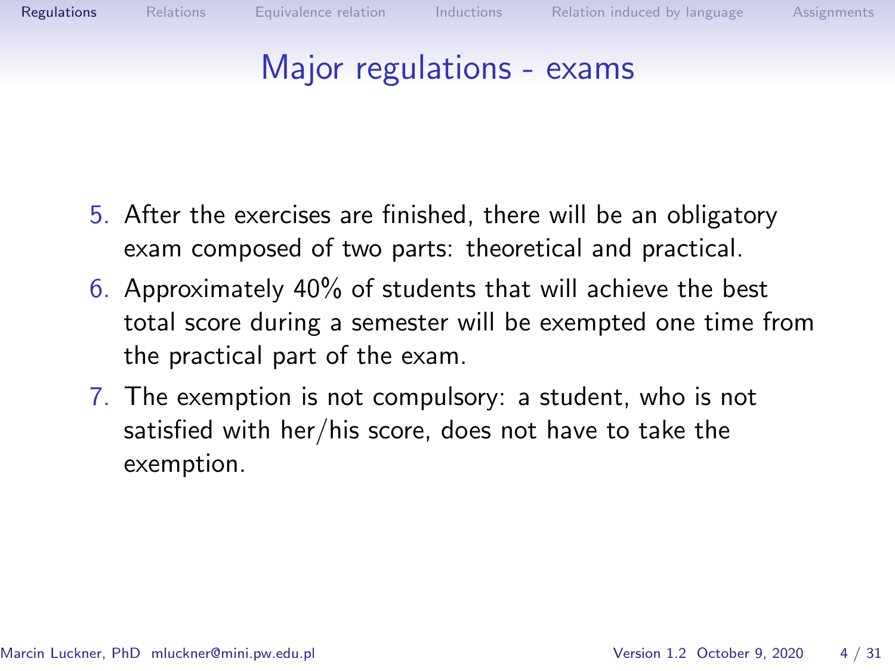# Major regulations - exams

5. After the exercises are finished, there will be an obligatory exam composed of two parts: theoretical and practical.
6. Approximately 40% of students that will achieve the best total score during a semester will be exempted one time from the practical part of the exam.
7. The exemption is not compulsory: a student, who is not satisfied with her/his score, does not have to take the exemption.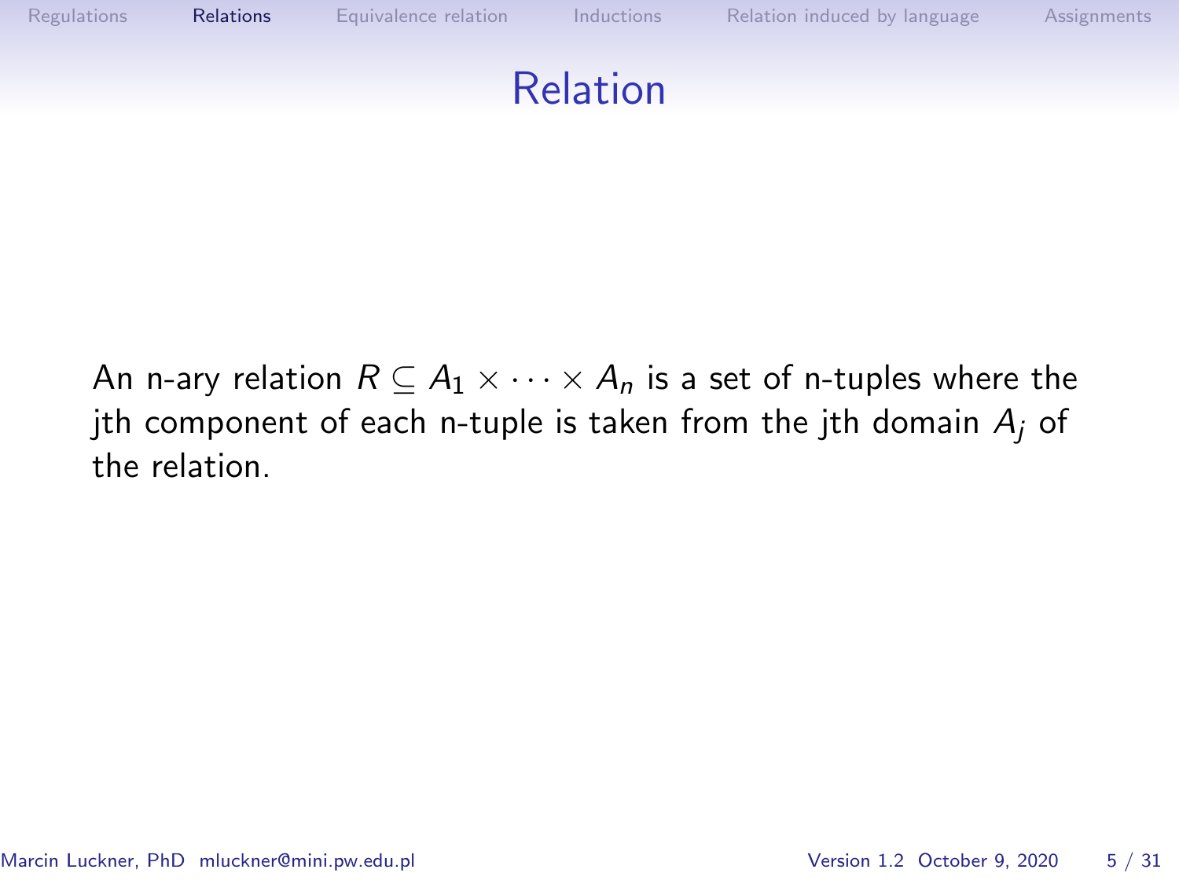# Relation

An n-ary relation $R \subseteq A_1 \times \cdots \times A_n$ is a set of n-tuples where the jth component of each n-tuple is taken from the jth domain $A_j$ of the relation.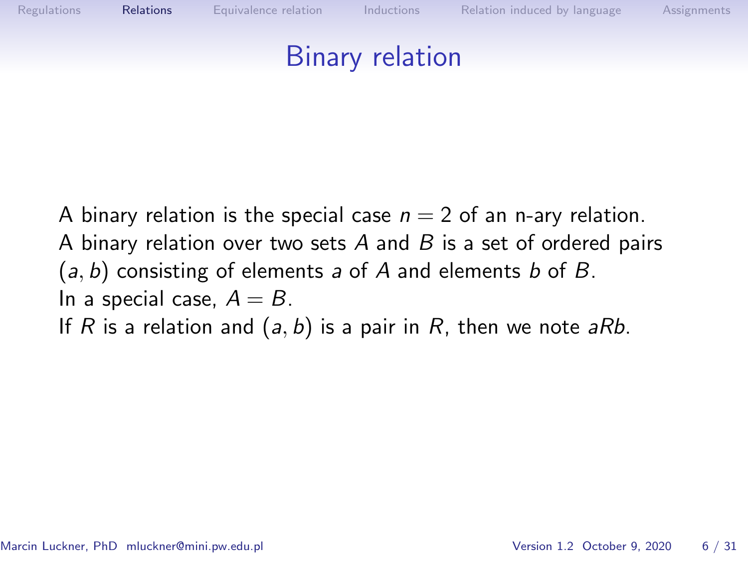# Binary relation

A binary relation is the special case $n = 2$ of an n-ary relation.
A binary relation over two sets $A$ and $B$ is a set of ordered pairs $(a, b)$ consisting of elements $a$ of $A$ and elements $b$ of $B$.
In a special case, $A = B$.
If $R$ is a relation and $(a, b)$ is a pair in $R$, then we note $aRb$.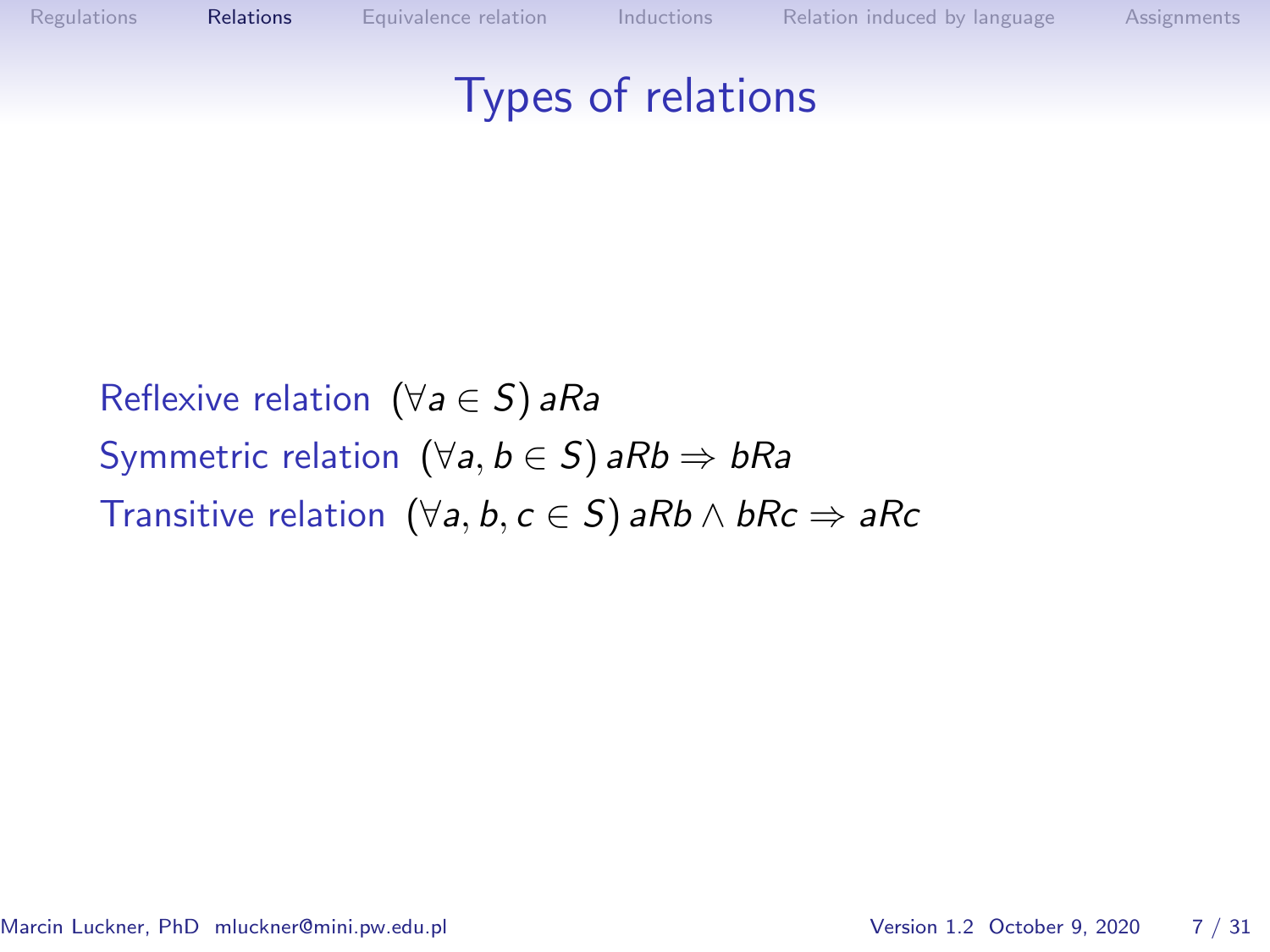# Types of relations

Reflexive relation $(\forall a \in S)\, aRa$

Symmetric relation $(\forall a, b \in S)\, aRb \Rightarrow bRa$

Transitive relation $(\forall a, b, c \in S)\, aRb \wedge bRc \Rightarrow aRc$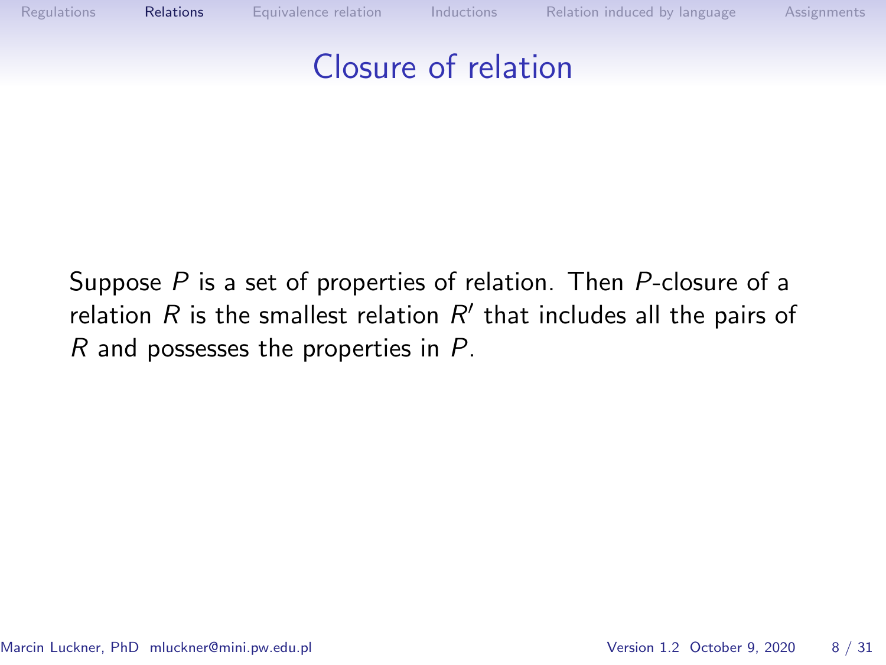# Closure of relation

Suppose $P$ is a set of properties of relation. Then $P$-closure of a relation $R$ is the smallest relation $R'$ that includes all the pairs of $R$ and possesses the properties in $P$.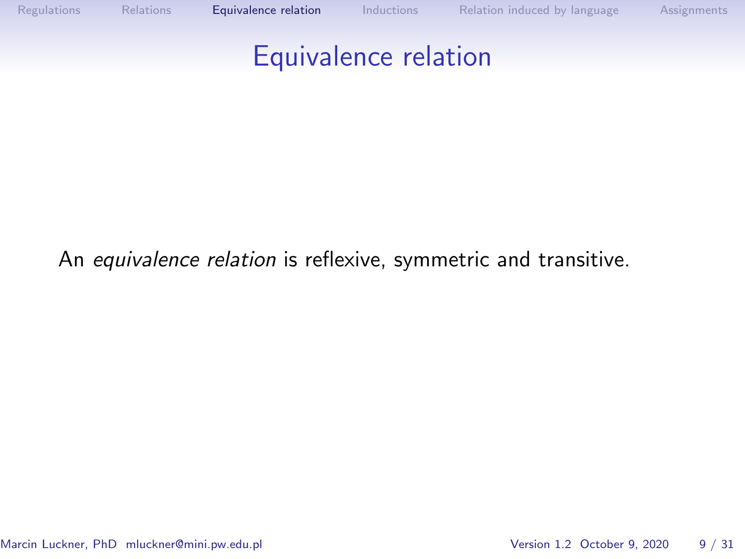# Equivalence relation

An *equivalence relation* is reflexive, symmetric and transitive.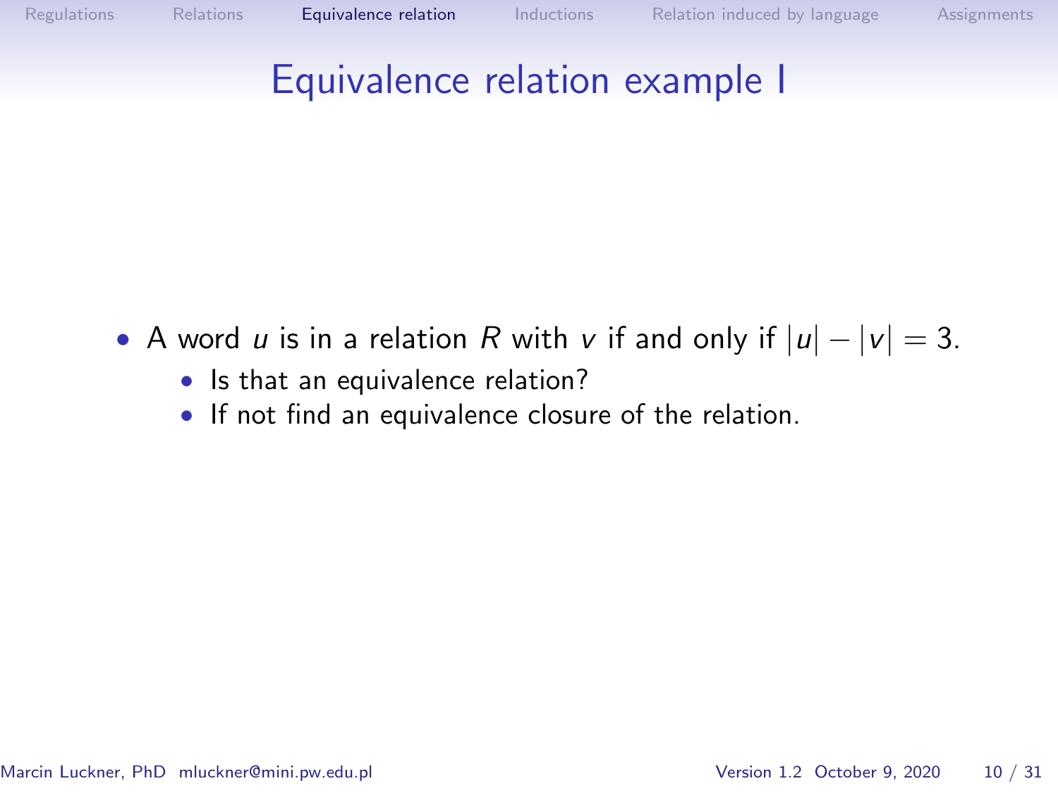# Equivalence relation example I

- A word $u$ is in a relation $R$ with $v$ if and only if $|u| - |v| = 3$.
  - Is that an equivalence relation?
  - If not find an equivalence closure of the relation.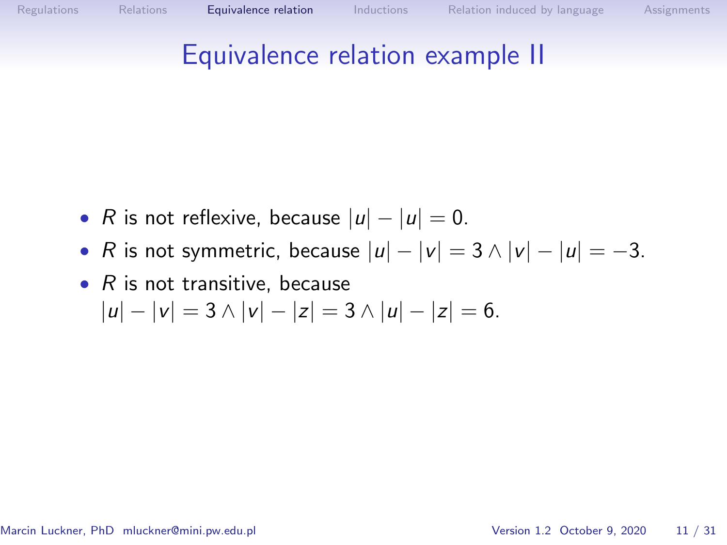# Equivalence relation example II

- $R$ is not reflexive, because $|u| - |u| = 0$.
- $R$ is not symmetric, because $|u| - |v| = 3 \wedge |v| - |u| = -3$.
- $R$ is not transitive, because $|u| - |v| = 3 \wedge |v| - |z| = 3 \wedge |u| - |z| = 6$.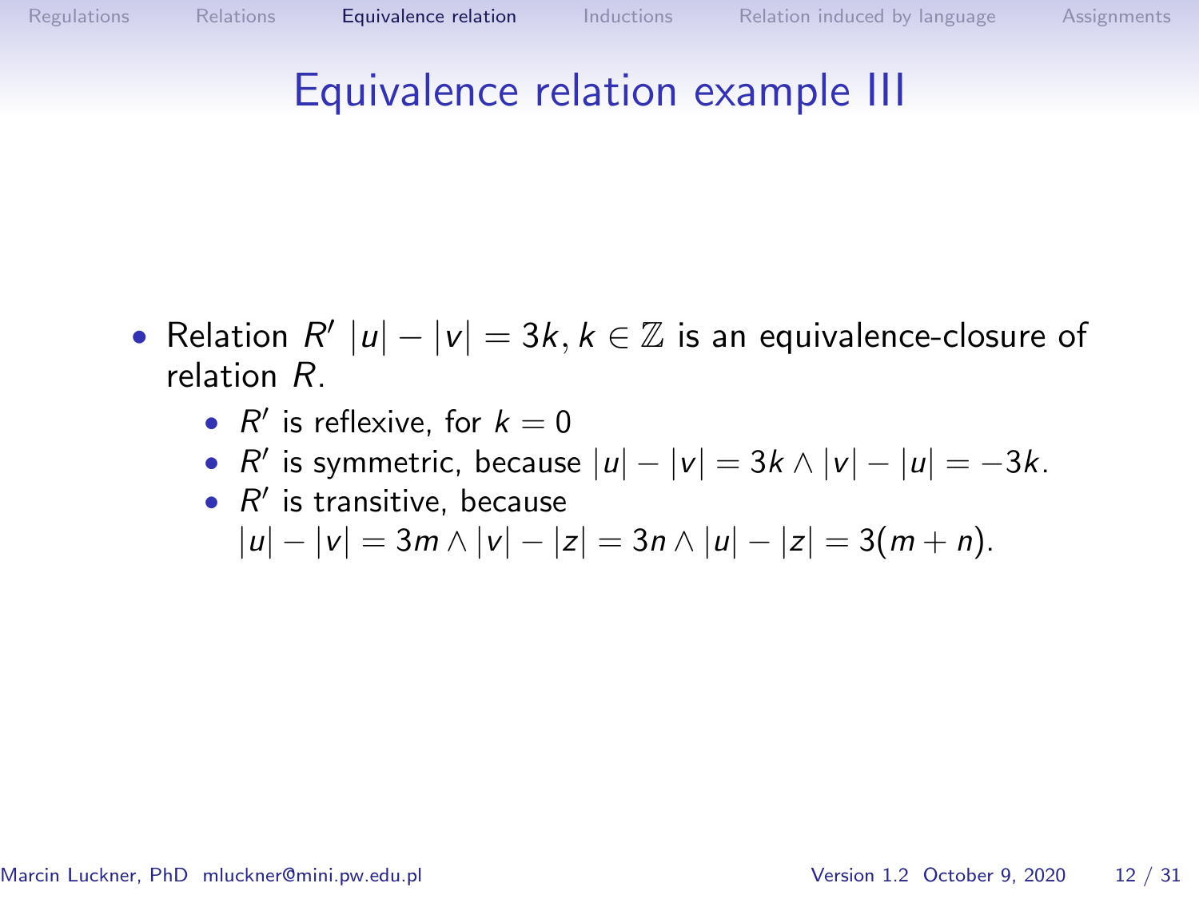# Equivalence relation example III

- Relation $R'$ $|u| - |v| = 3k, k \in \mathbb{Z}$ is an equivalence-closure of relation $R$.
  - $R'$ is reflexive, for $k = 0$
  - $R'$ is symmetric, because $|u| - |v| = 3k \wedge |v| - |u| = -3k$.
  - $R'$ is transitive, because $|u| - |v| = 3m \wedge |v| - |z| = 3n \wedge |u| - |z| = 3(m + n)$.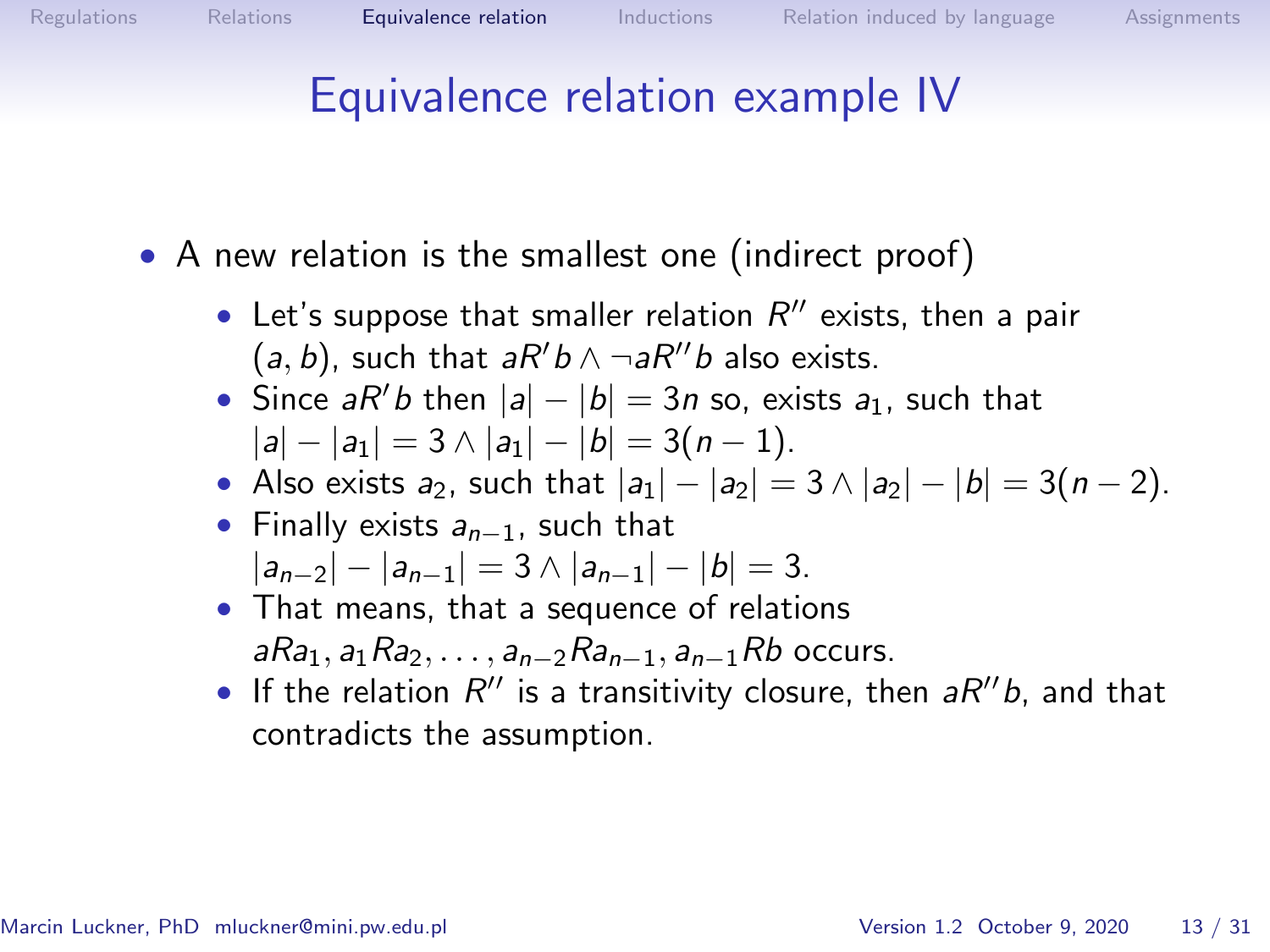# Equivalence relation example IV

- A new relation is the smallest one (indirect proof)
  - Let's suppose that smaller relation $R''$ exists, then a pair $(a, b)$, such that $aR'b \wedge \neg aR''b$ also exists.
  - Since $aR'b$ then $|a| - |b| = 3n$ so, exists $a_1$, such that $|a| - |a_1| = 3 \wedge |a_1| - |b| = 3(n-1)$.
  - Also exists $a_2$, such that $|a_1| - |a_2| = 3 \wedge |a_2| - |b| = 3(n-2)$.
  - Finally exists $a_{n-1}$, such that $|a_{n-2}| - |a_{n-1}| = 3 \wedge |a_{n-1}| - |b| = 3$.
  - That means, that a sequence of relations $aRa_1, a_1Ra_2, \ldots, a_{n-2}Ra_{n-1}, a_{n-1}Rb$ occurs.
  - If the relation $R''$ is a transitivity closure, then $aR''b$, and that contradicts the assumption.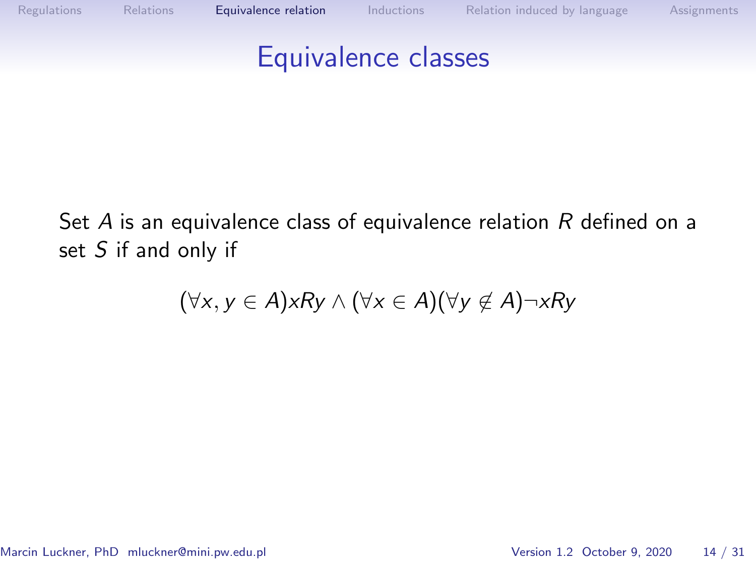# Equivalence classes

Set $A$ is an equivalence class of equivalence relation $R$ defined on a set $S$ if and only if

$$(\forall x, y \in A)xRy \land (\forall x \in A)(\forall y \notin A)\neg xRy$$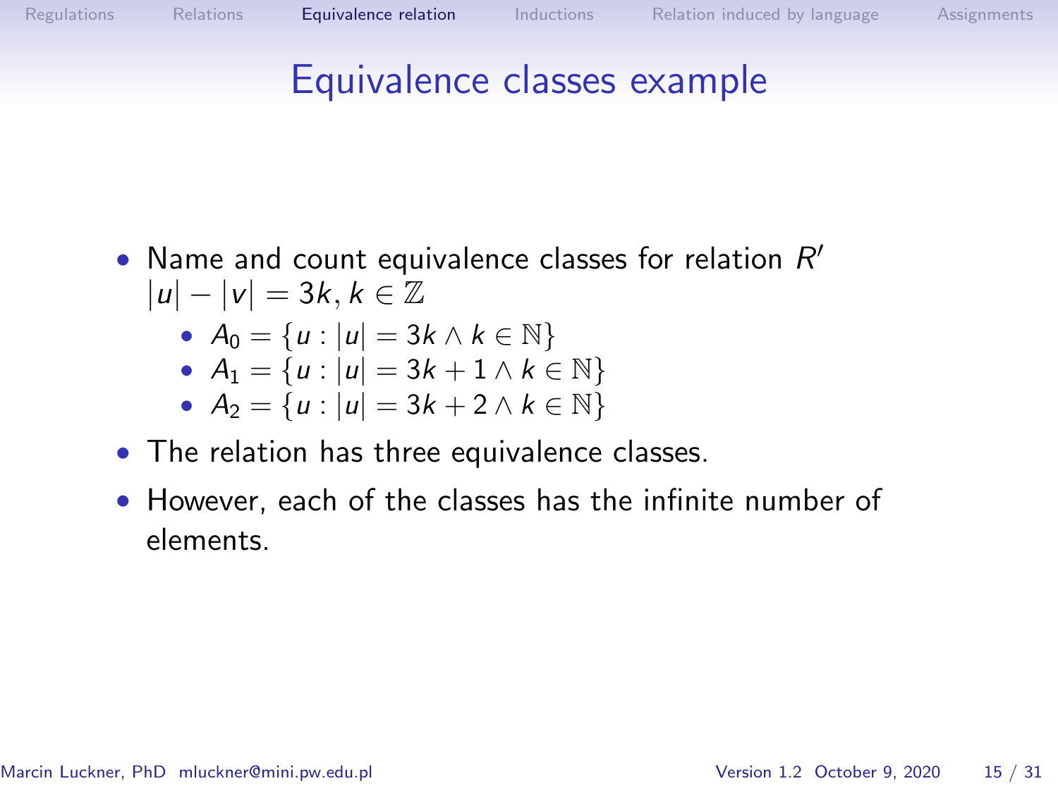# Equivalence classes example

- Name and count equivalence classes for relation $R'$ $|u| - |v| = 3k, k \in \mathbb{Z}$
  - $A_0 = \{u : |u| = 3k \wedge k \in \mathbb{N}\}$
  - $A_1 = \{u : |u| = 3k + 1 \wedge k \in \mathbb{N}\}$
  - $A_2 = \{u : |u| = 3k + 2 \wedge k \in \mathbb{N}\}$
- The relation has three equivalence classes.
- However, each of the classes has the infinite number of elements.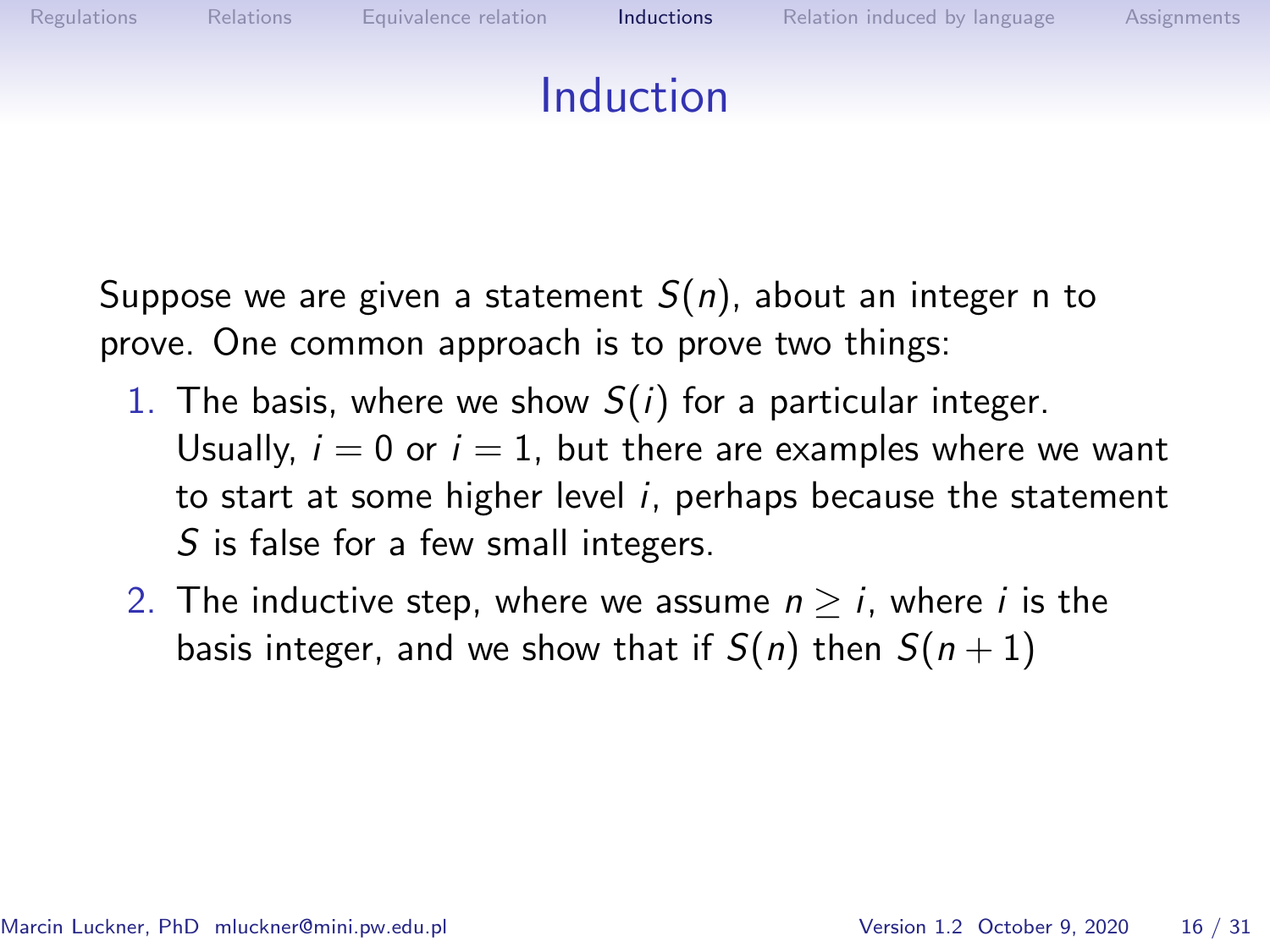# Induction

Suppose we are given a statement $S(n)$, about an integer n to prove. One common approach is to prove two things:

1. The basis, where we show $S(i)$ for a particular integer. Usually, $i = 0$ or $i = 1$, but there are examples where we want to start at some higher level $i$, perhaps because the statement $S$ is false for a few small integers.
2. The inductive step, where we assume $n \geq i$, where $i$ is the basis integer, and we show that if $S(n)$ then $S(n + 1)$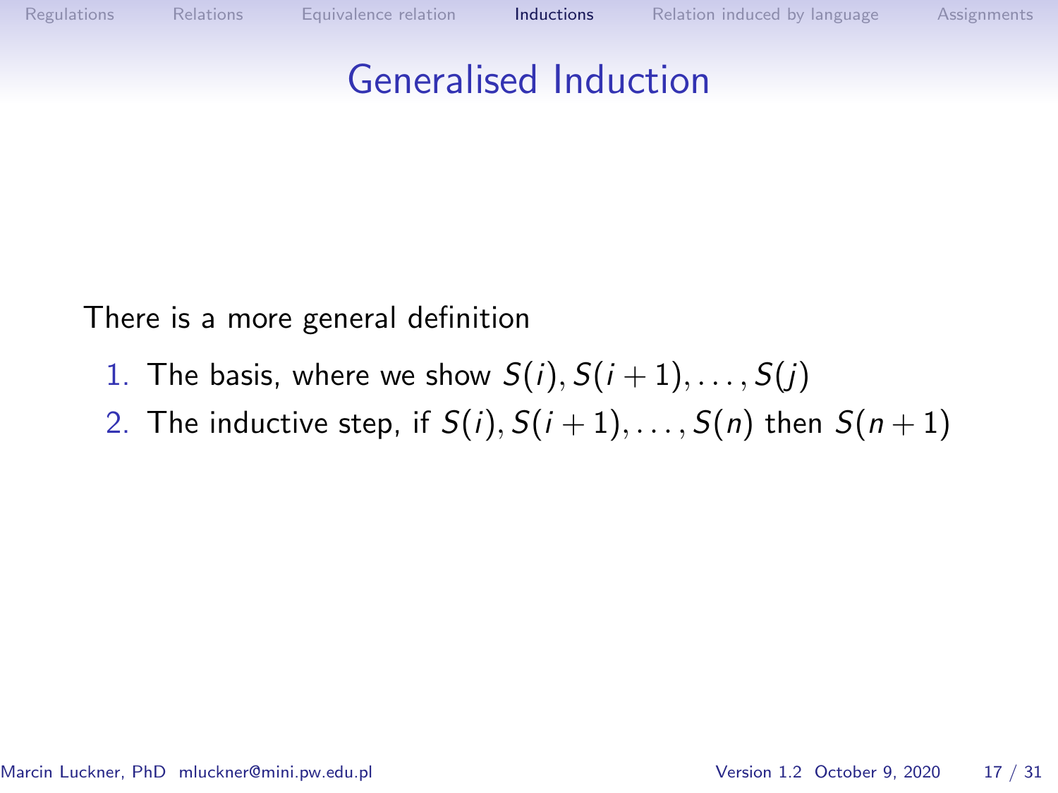# Generalised Induction

There is a more general definition

1. The basis, where we show $S(i), S(i+1), \ldots, S(j)$
2. The inductive step, if $S(i), S(i+1), \ldots, S(n)$ then $S(n+1)$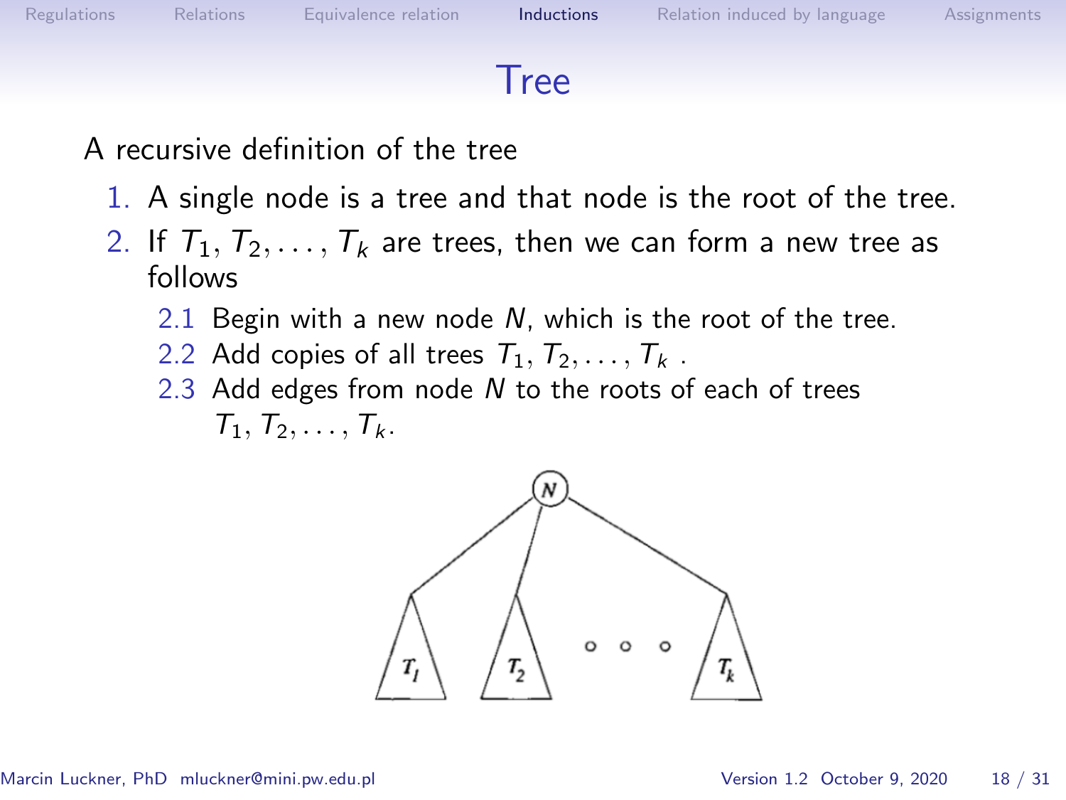# Tree

A recursive definition of the tree

1. A single node is a tree and that node is the root of the tree.
2. If $T_1, T_2, \ldots, T_k$ are trees, then we can form a new tree as follows
   2.1 Begin with a new node $N$, which is the root of the tree.
   2.2 Add copies of all trees $T_1, T_2, \ldots, T_k$ .
   2.3 Add edges from node $N$ to the roots of each of trees $T_1, T_2, \ldots, T_k$.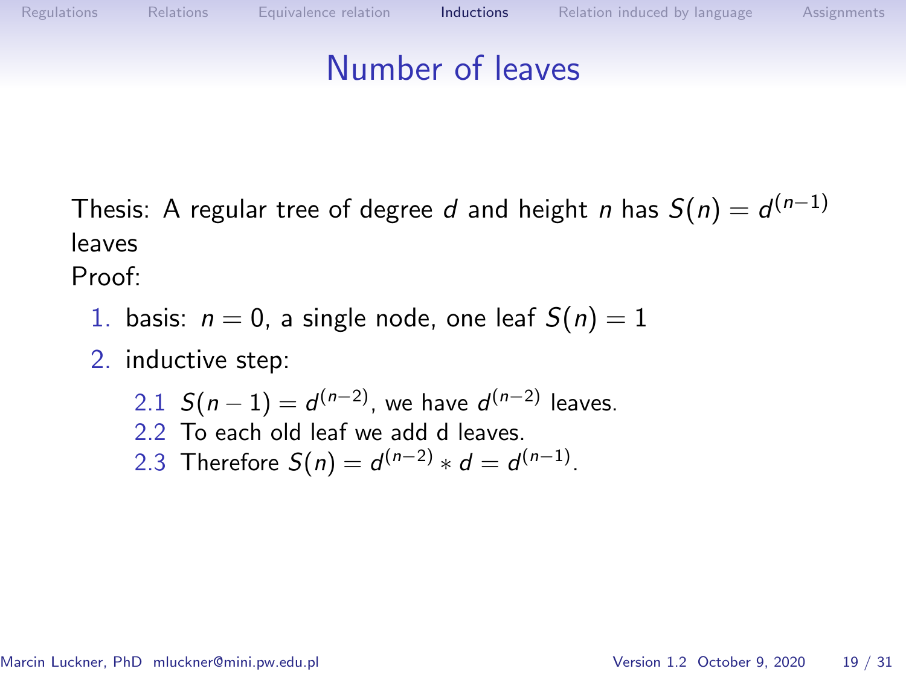# Number of leaves

Thesis: A regular tree of degree $d$ and height $n$ has $S(n) = d^{(n-1)}$ leaves

Proof:

1. basis: $n = 0$, a single node, one leaf $S(n) = 1$
2. inductive step:
    1. $S(n-1) = d^{(n-2)}$, we have $d^{(n-2)}$ leaves.
    2. To each old leaf we add d leaves.
    3. Therefore $S(n) = d^{(n-2)} * d = d^{(n-1)}$.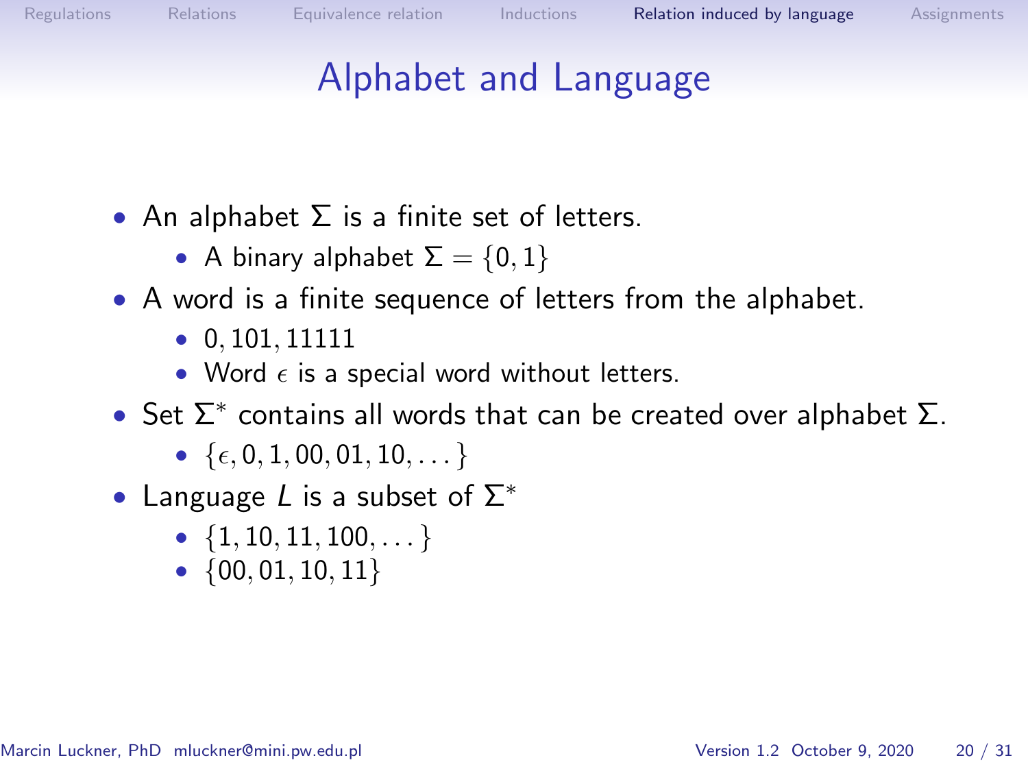# Alphabet and Language

- An alphabet $\Sigma$ is a finite set of letters.
  - A binary alphabet $\Sigma = \{0, 1\}$
- A word is a finite sequence of letters from the alphabet.
  - $0, 101, 11111$
  - Word $\epsilon$ is a special word without letters.
- Set $\Sigma^*$ contains all words that can be created over alphabet $\Sigma$.
  - $\{\epsilon, 0, 1, 00, 01, 10, \dots\}$
- Language $L$ is a subset of $\Sigma^*$
  - $\{1, 10, 11, 100, \dots\}$
  - $\{00, 01, 10, 11\}$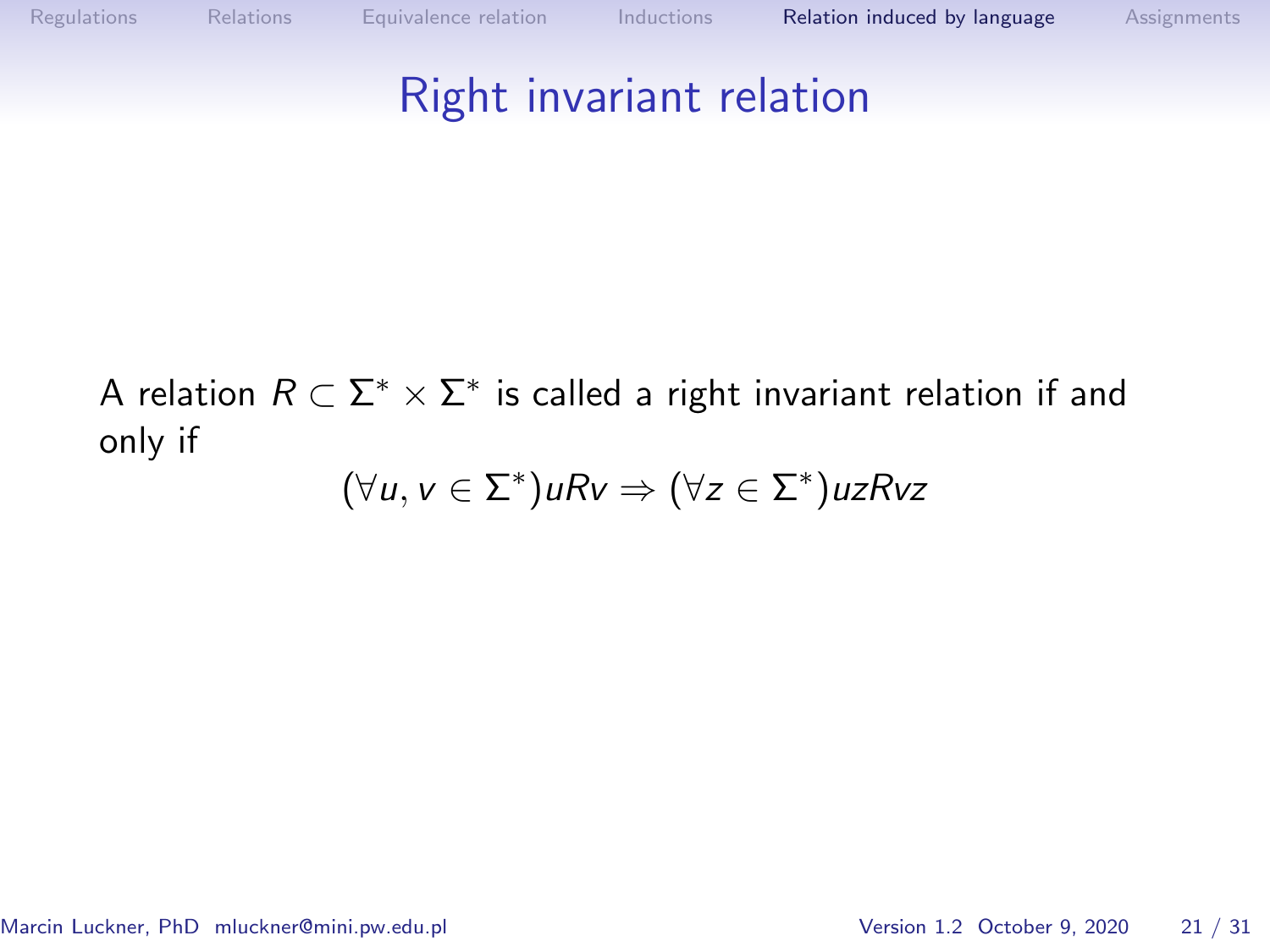# Right invariant relation

A relation $R \subset \Sigma^* \times \Sigma^*$ is called a right invariant relation if and only if

$$(\forall u, v \in \Sigma^*) uRv \Rightarrow (\forall z \in \Sigma^*) uzRvz$$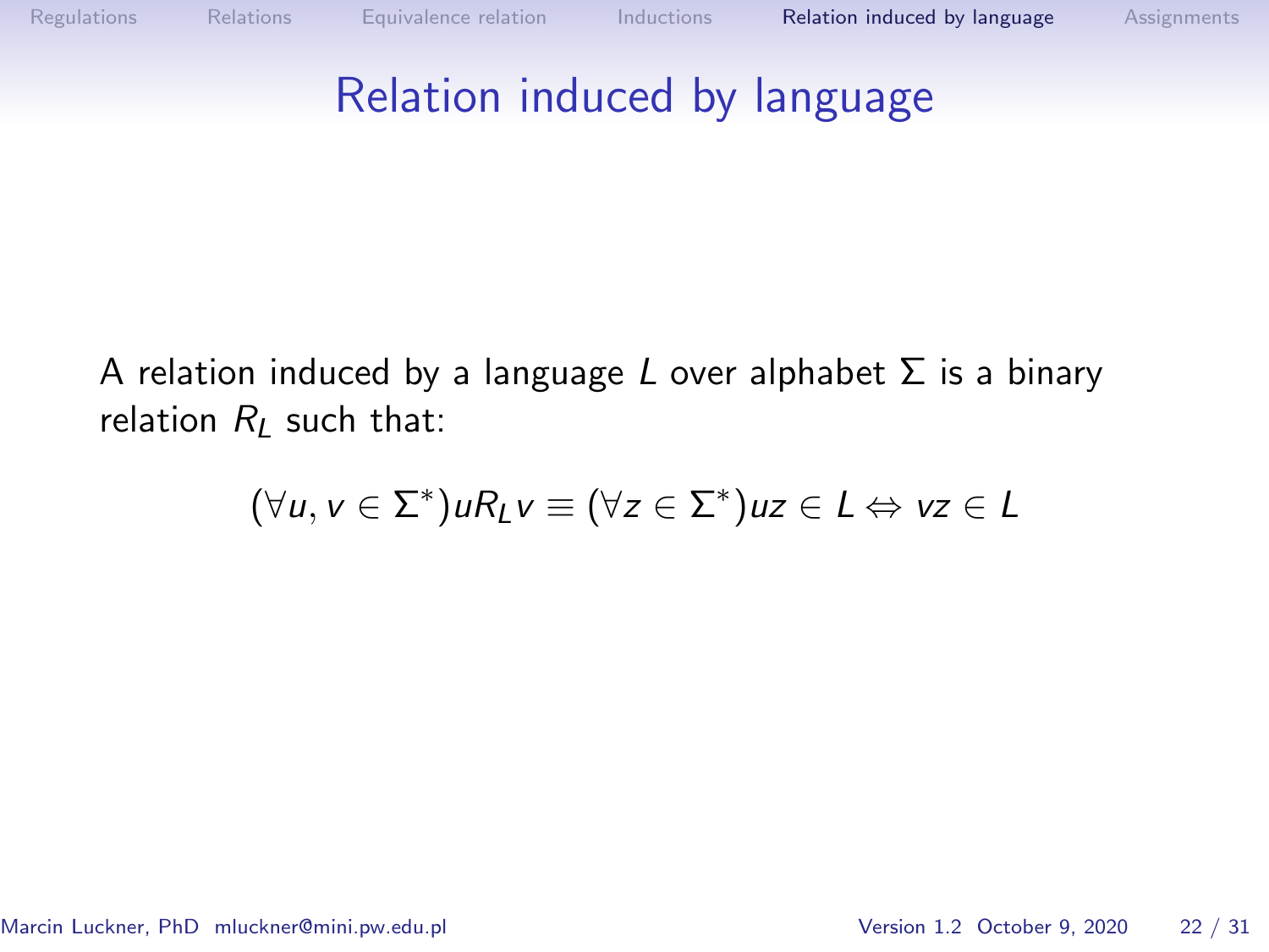# Relation induced by language

A relation induced by a language $L$ over alphabet $\Sigma$ is a binary relation $R_L$ such that:

$$(\forall u, v \in \Sigma^*) u R_L v \equiv (\forall z \in \Sigma^*) uz \in L \Leftrightarrow vz \in L$$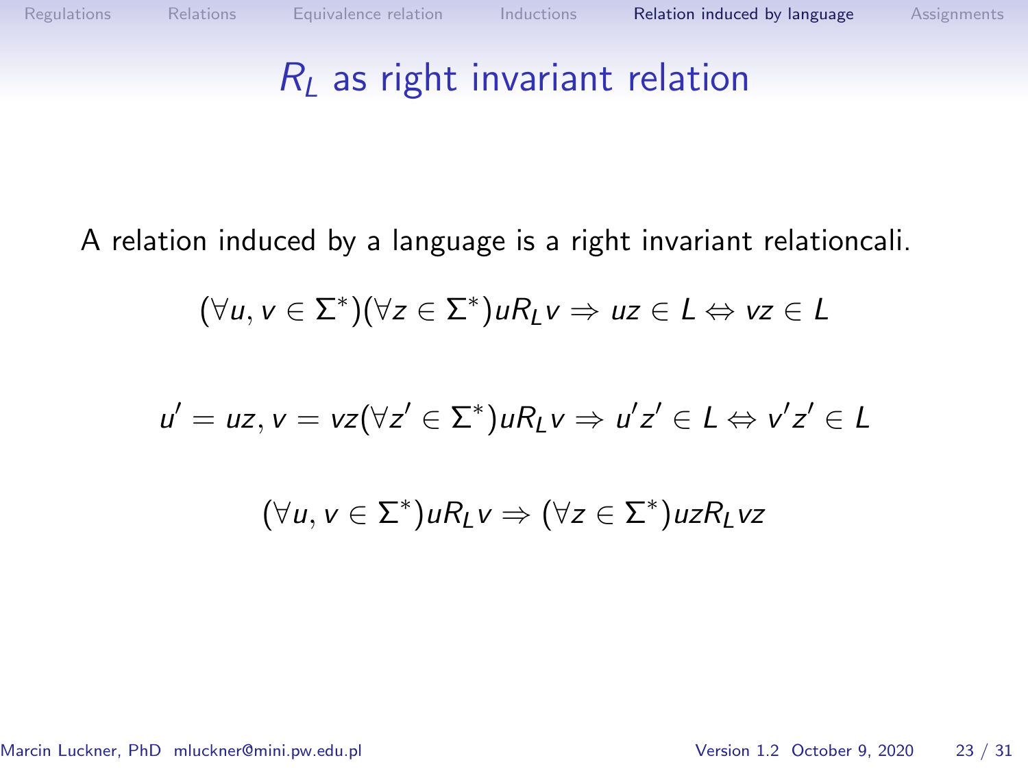# $R_L$ as right invariant relation

A relation induced by a language is a right invariant relationcali.

$$(\forall u, v \in \Sigma^*)(\forall z \in \Sigma^*) uR_Lv \Rightarrow uz \in L \Leftrightarrow vz \in L$$

$$u' = uz, v = vz(\forall z' \in \Sigma^*) uR_Lv \Rightarrow u'z' \in L \Leftrightarrow v'z' \in L$$

$$(\forall u, v \in \Sigma^*) uR_Lv \Rightarrow (\forall z \in \Sigma^*) uzR_Lvz$$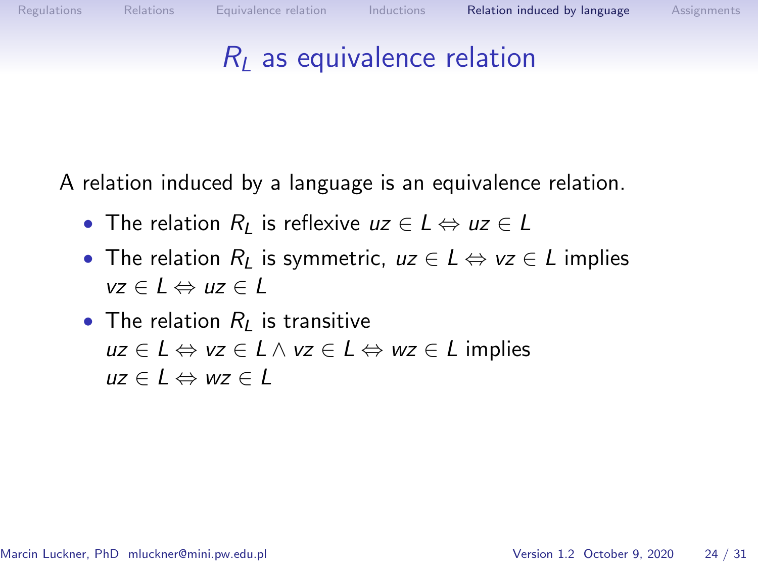# $R_L$ as equivalence relation

A relation induced by a language is an equivalence relation.

- The relation $R_L$ is reflexive $uz \in L \Leftrightarrow uz \in L$
- The relation $R_L$ is symmetric, $uz \in L \Leftrightarrow vz \in L$ implies $vz \in L \Leftrightarrow uz \in L$
- The relation $R_L$ is transitive $uz \in L \Leftrightarrow vz \in L \wedge vz \in L \Leftrightarrow wz \in L$ implies $uz \in L \Leftrightarrow wz \in L$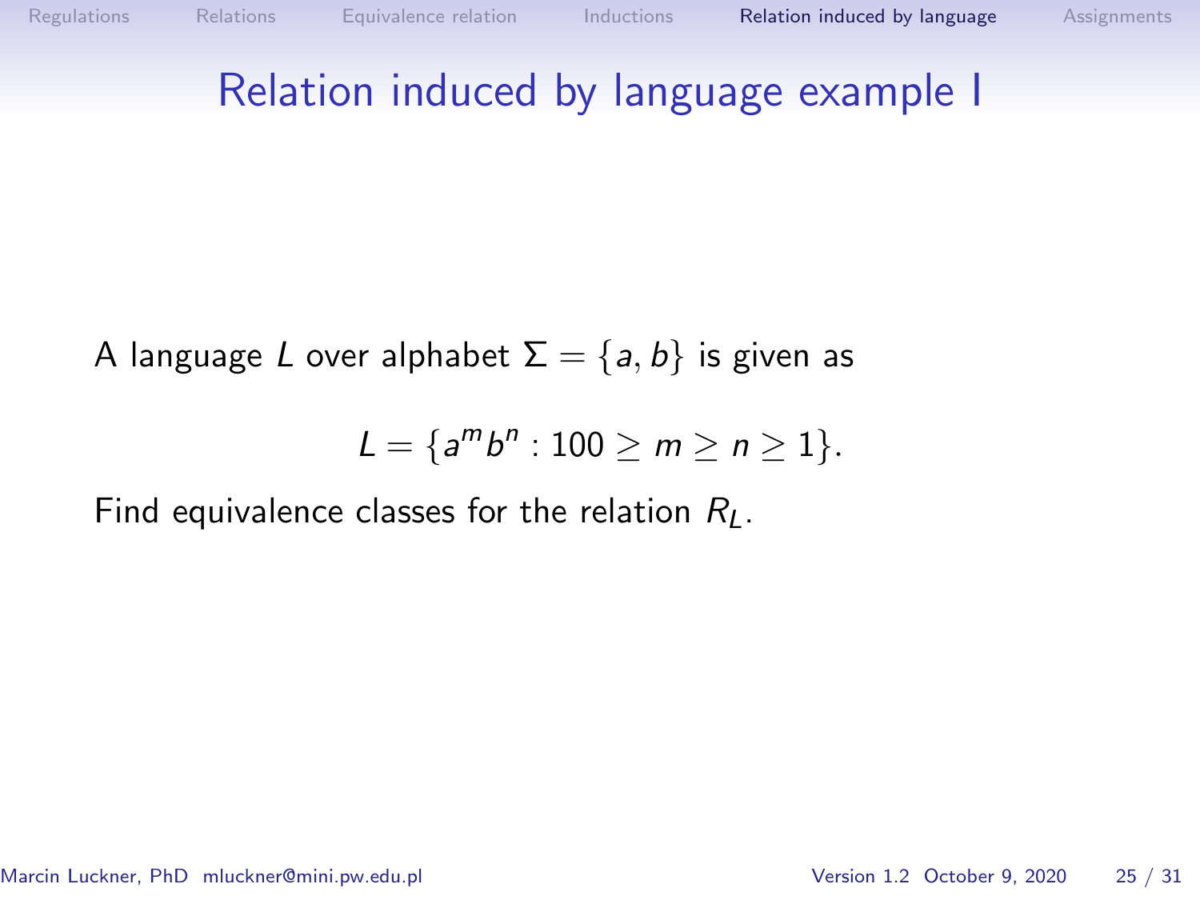# Relation induced by language example I

A language $L$ over alphabet $\Sigma = \{a, b\}$ is given as

$$L = \{a^m b^n : 100 \geq m \geq n \geq 1\}.$$

Find equivalence classes for the relation $R_L$.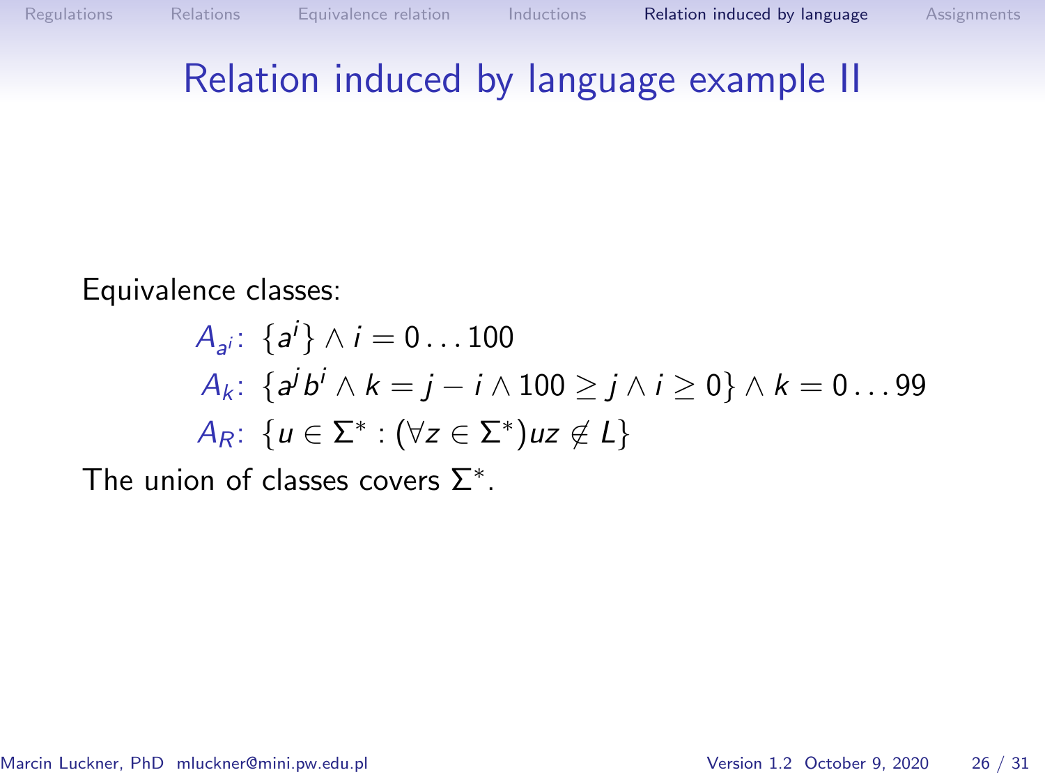# Relation induced by language example II

Equivalence classes:

$$A_{a^i}\text{: } \{a^i\} \wedge i = 0 \ldots 100$$

$$A_k\text{: } \{a^j b^i \wedge k = j - i \wedge 100 \geq j \wedge i \geq 0\} \wedge k = 0 \ldots 99$$

$$A_R\text{: } \{u \in \Sigma^* : (\forall z \in \Sigma^*) uz \notin L\}$$

The union of classes covers $\Sigma^*$.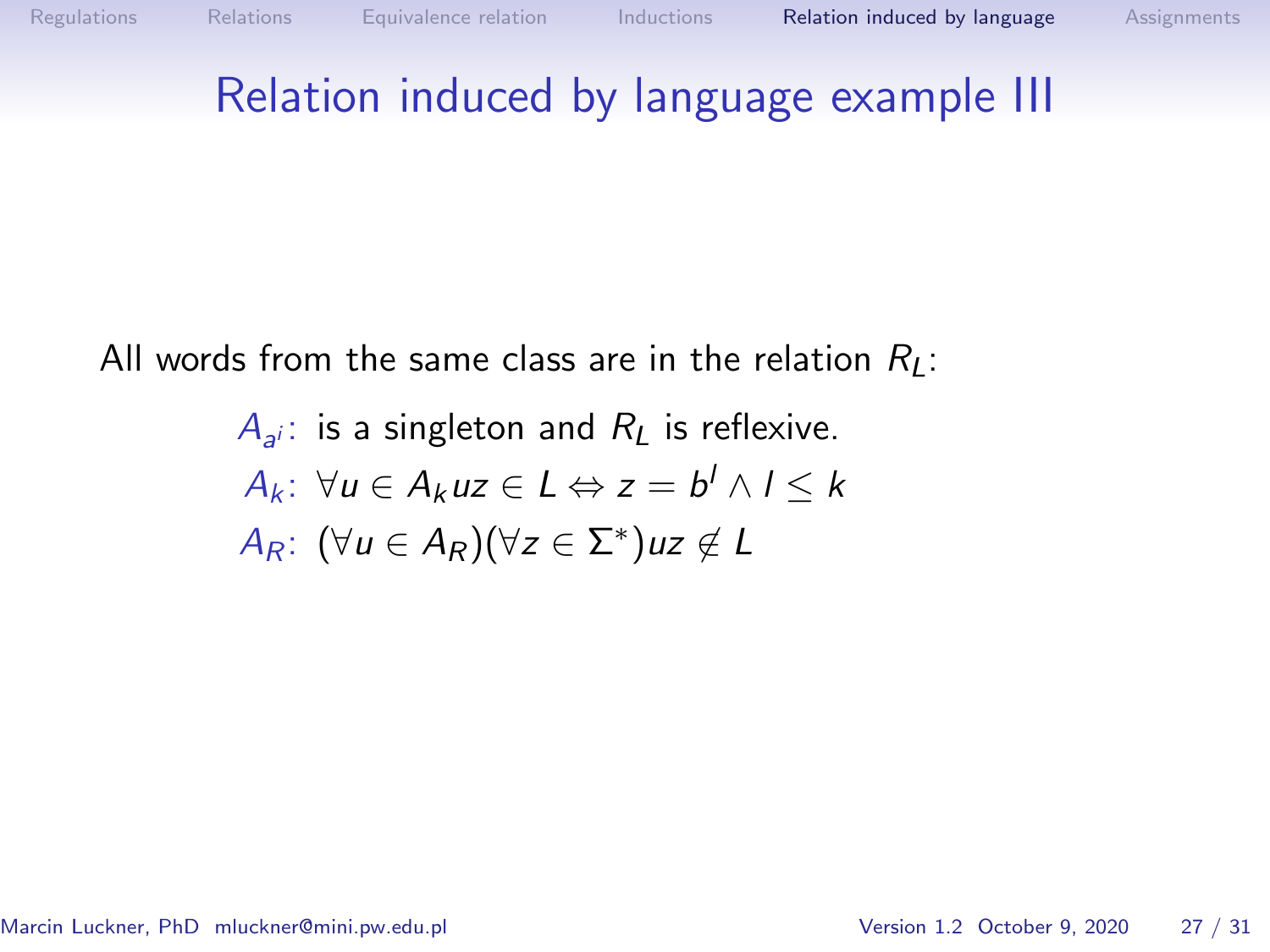# Relation induced by language example III

All words from the same class are in the relation $R_L$:

- $A_{a^i}$: is a singleton and $R_L$ is reflexive.
- $A_k$: $\forall u \in A_k uz \in L \Leftrightarrow z = b^l \wedge l \leq k$
- $A_R$: $(\forall u \in A_R)(\forall z \in \Sigma^*) uz \notin L$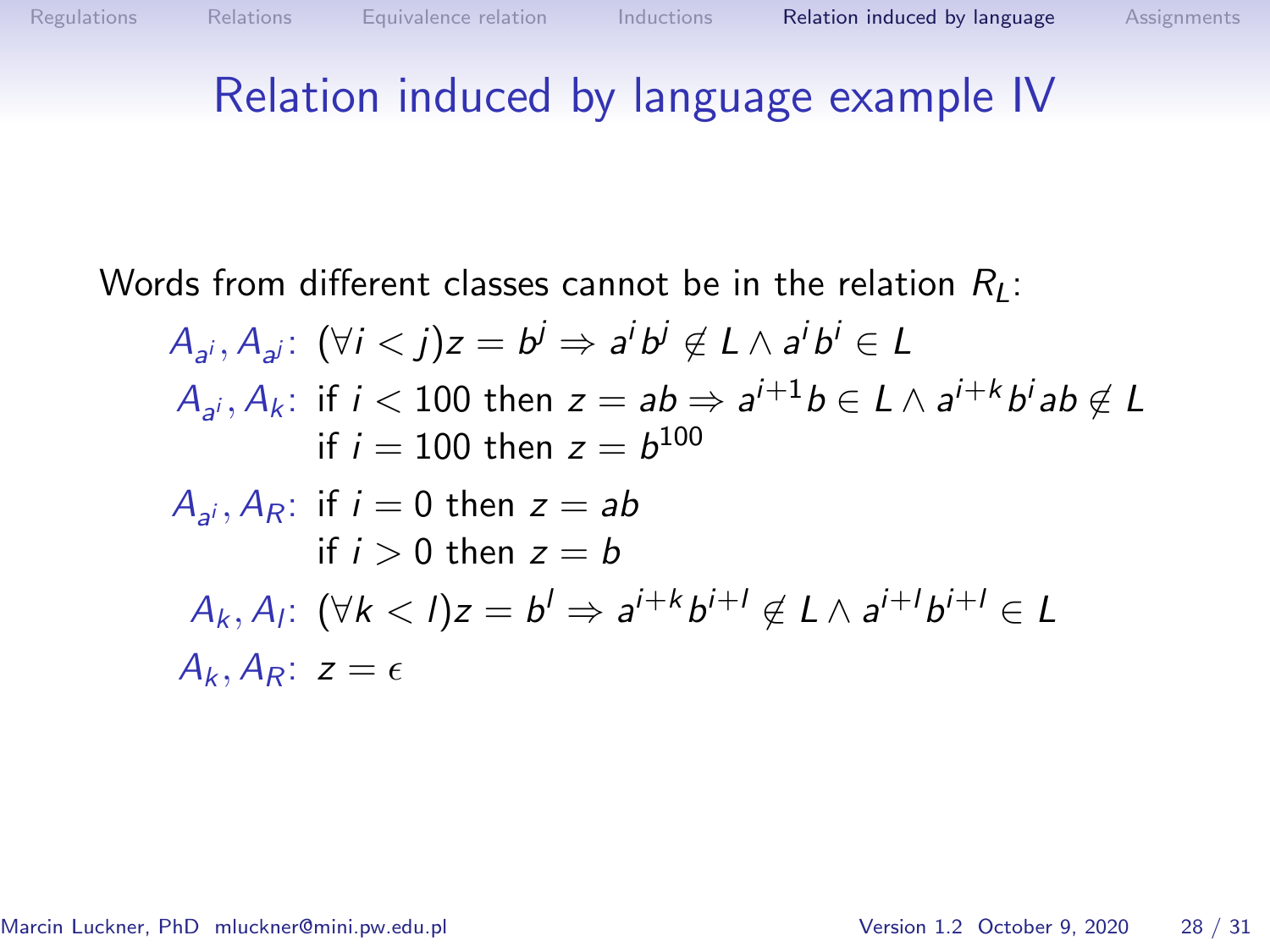# Relation induced by language example IV

Words from different classes cannot be in the relation $R_L$:

$A_{a^i}, A_{a^j}$: $(\forall i < j) z = b^j \Rightarrow a^i b^j \notin L \wedge a^i b^i \in L$

$A_{a^i}, A_k$: if $i < 100$ then $z = ab \Rightarrow a^{i+1} b \in L \wedge a^{i+k} b^i ab \notin L$

if $i = 100$ then $z = b^{100}$

$A_{a^i}, A_R$: if $i = 0$ then $z = ab$

if $i > 0$ then $z = b$

$A_k, A_l$: $(\forall k < l) z = b^l \Rightarrow a^{i+k} b^{i+l} \notin L \wedge a^{i+l} b^{i+l} \in L$

$A_k, A_R$: $z = \epsilon$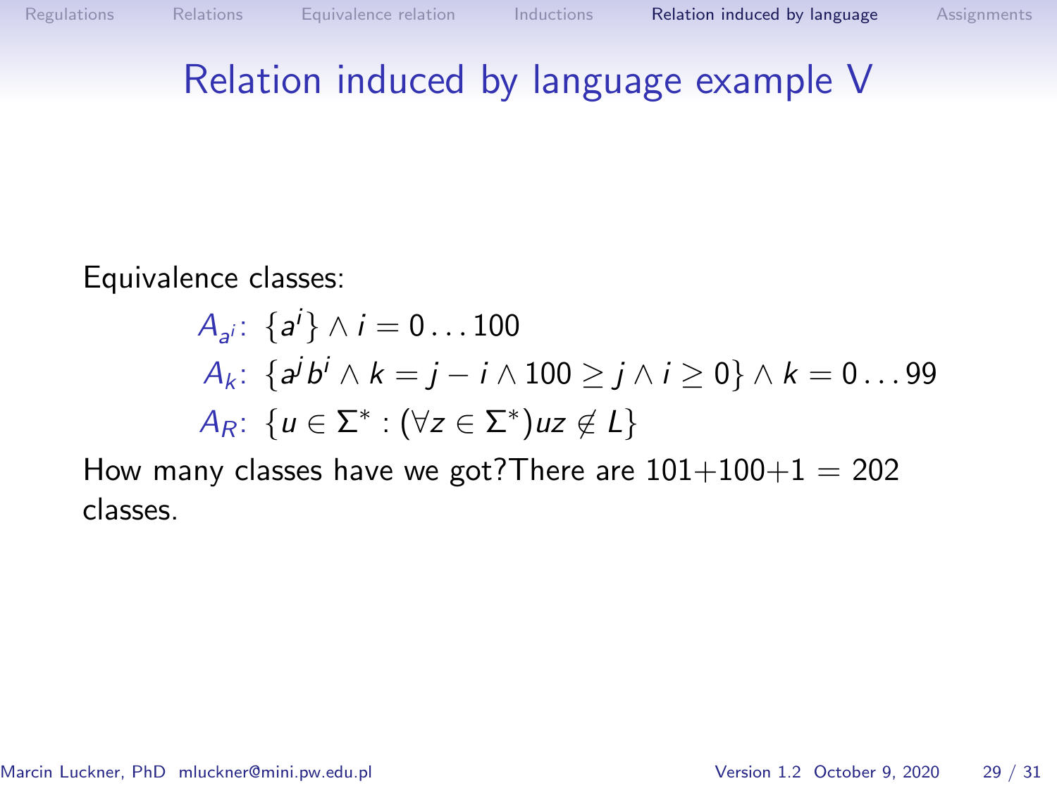# Relation induced by language example V

Equivalence classes:

$$A_{a^i}\colon\ \{a^i\} \wedge i = 0 \ldots 100$$

$$A_k\colon\ \{a^j b^i \wedge k = j - i \wedge 100 \geq j \wedge i \geq 0\} \wedge k = 0 \ldots 99$$

$$A_R\colon\ \{u \in \Sigma^* : (\forall z \in \Sigma^*) uz \notin L\}$$

How many classes have we got?There are $101+100+1 = 202$ classes.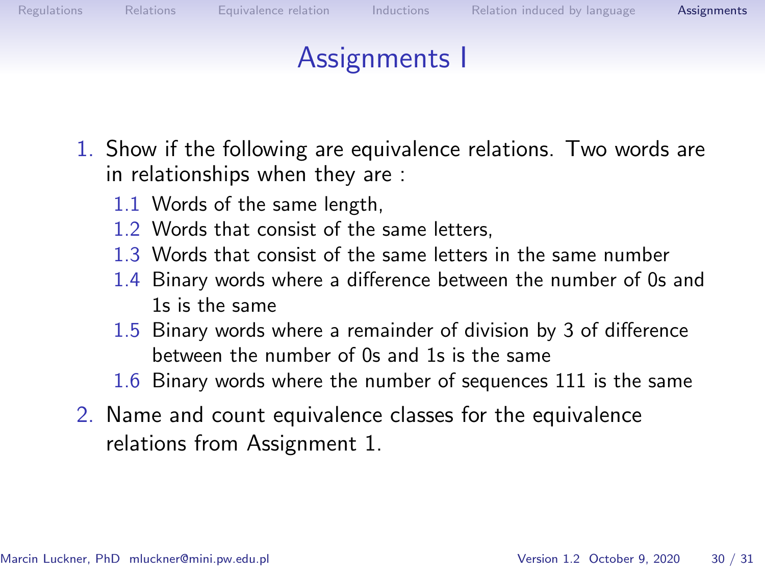# Assignments I

1. Show if the following are equivalence relations. Two words are in relationships when they are :
   1.1 Words of the same length,
   1.2 Words that consist of the same letters,
   1.3 Words that consist of the same letters in the same number
   1.4 Binary words where a difference between the number of 0s and 1s is the same
   1.5 Binary words where a remainder of division by 3 of difference between the number of 0s and 1s is the same
   1.6 Binary words where the number of sequences 111 is the same
2. Name and count equivalence classes for the equivalence relations from Assignment 1.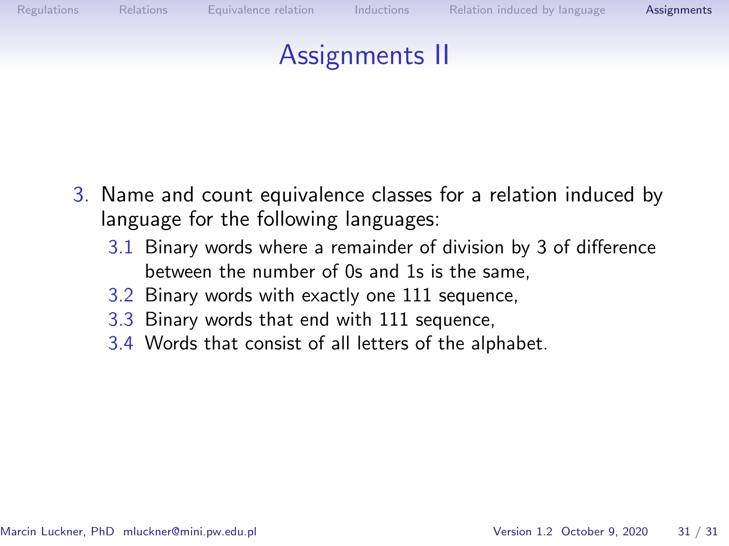# Assignments II

3. Name and count equivalence classes for a relation induced by language for the following languages:
   - 3.1 Binary words where a remainder of division by 3 of difference between the number of 0s and 1s is the same,
   - 3.2 Binary words with exactly one 111 sequence,
   - 3.3 Binary words that end with 111 sequence,
   - 3.4 Words that consist of all letters of the alphabet.